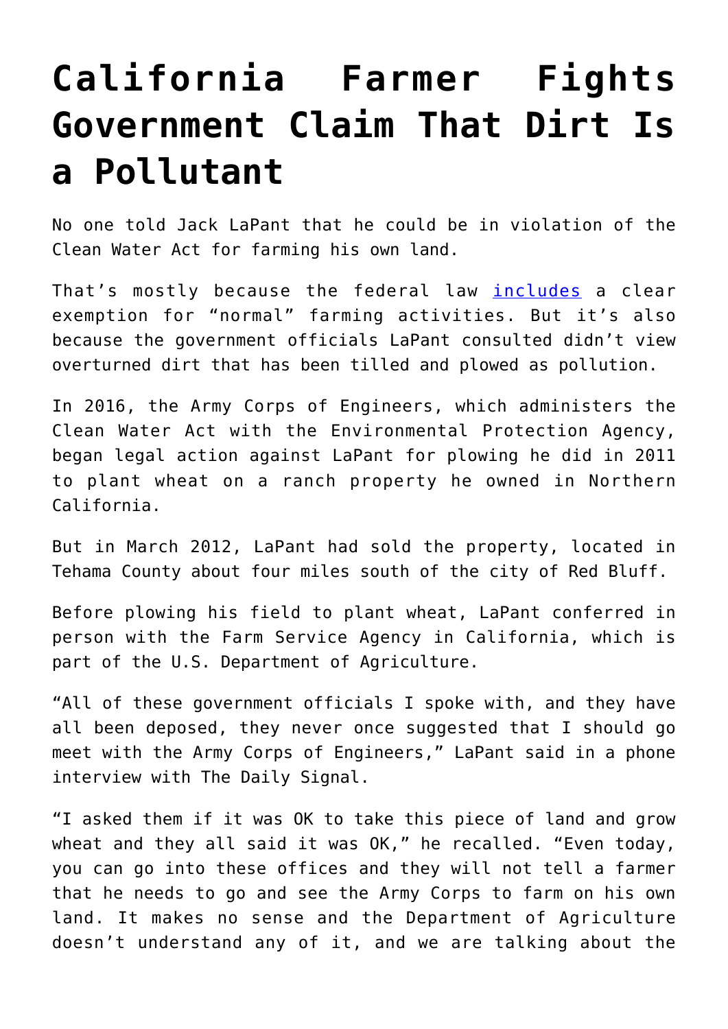# California Farmer Fights Government Claim That Dirt Is a Pollutant

No one told Jack LaPant that he could be in violation of the Clean Water Act for farming his own land.

That's mostly because the federal law includes a clear exemption for "normal" farming activities. But it's also because the government officials LaPant consulted didn't view overturned dirt that has been tilled and plowed as pollution.

In 2016, the Army Corps of Engineers, which administers the Clean Water Act with the Environmental Protection Agency, began legal action against LaPant for plowing he did in 2011 to plant wheat on a ranch property he owned in Northern California.

But in March 2012, LaPant had sold the property, located in Tehama County about four miles south of the city of Red Bluff.

Before plowing his field to plant wheat, LaPant conferred in person with the Farm Service Agency in California, which is part of the U.S. Department of Agriculture.

"All of these government officials I spoke with, and they have all been deposed, they never once suggested that I should go meet with the Army Corps of Engineers," LaPant said in a phone interview with The Daily Signal.

"I asked them if it was OK to take this piece of land and grow wheat and they all said it was OK," he recalled. "Even today, you can go into these offices and they will not tell a farmer that he needs to go and see the Army Corps to farm on his own land. It makes no sense and the Department of Agriculture doesn't understand any of it, and we are talking about the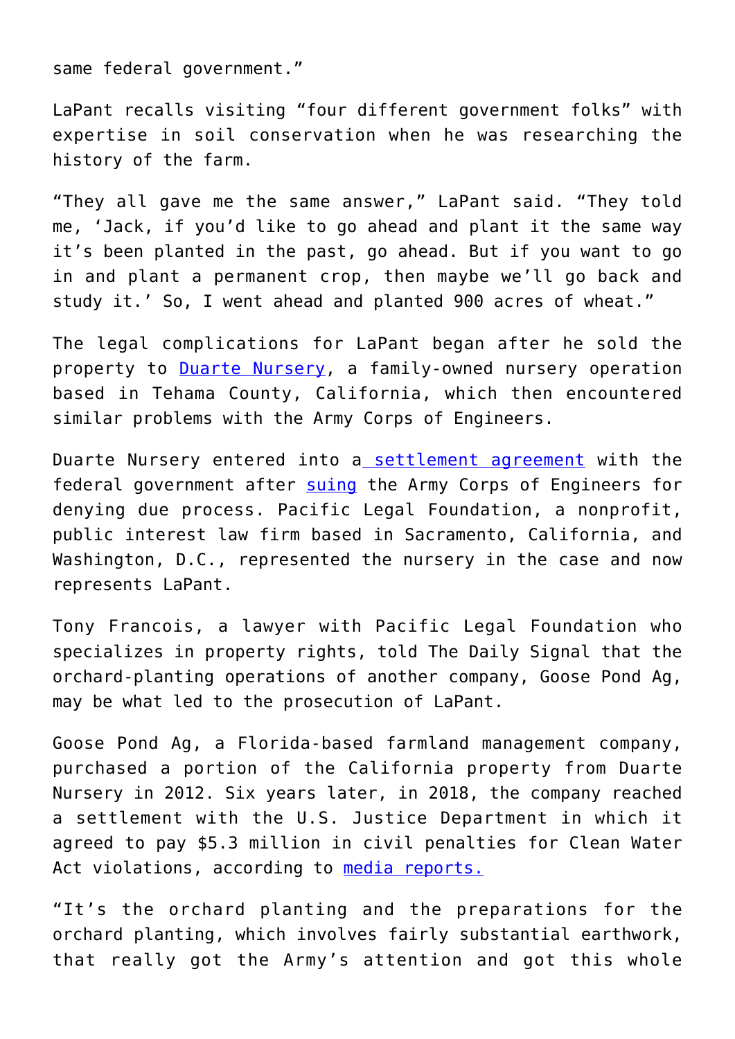same federal government."

LaPant recalls visiting "four different government folks" with expertise in soil conservation when he was researching the history of the farm.

"They all gave me the same answer," LaPant said. "They told me, 'Jack, if you'd like to go ahead and plant it the same way it's been planted in the past, go ahead. But if you want to go in and plant a permanent crop, then maybe we'll go back and study it.' So, I went ahead and planted 900 acres of wheat."

The legal complications for LaPant began after he sold the property to Duarte Nursery, a family-owned nursery operation based in Tehama County, California, which then encountered similar problems with the Army Corps of Engineers.

Duarte Nursery entered into a settlement agreement with the federal government after suing the Army Corps of Engineers for denying due process. Pacific Legal Foundation, a nonprofit, public interest law firm based in Sacramento, California, and Washington, D.C., represented the nursery in the case and now represents LaPant.

Tony Francois, a lawyer with Pacific Legal Foundation who specializes in property rights, told The Daily Signal that the orchard-planting operations of another company, Goose Pond Ag, may be what led to the prosecution of LaPant.

Goose Pond Ag, a Florida-based farmland management company, purchased a portion of the California property from Duarte Nursery in 2012. Six years later, in 2018, the company reached a settlement with the U.S. Justice Department in which it agreed to pay $5.3 million in civil penalties for Clean Water Act violations, according to media reports.

"It's the orchard planting and the preparations for the orchard planting, which involves fairly substantial earthwork, that really got the Army's attention and got this whole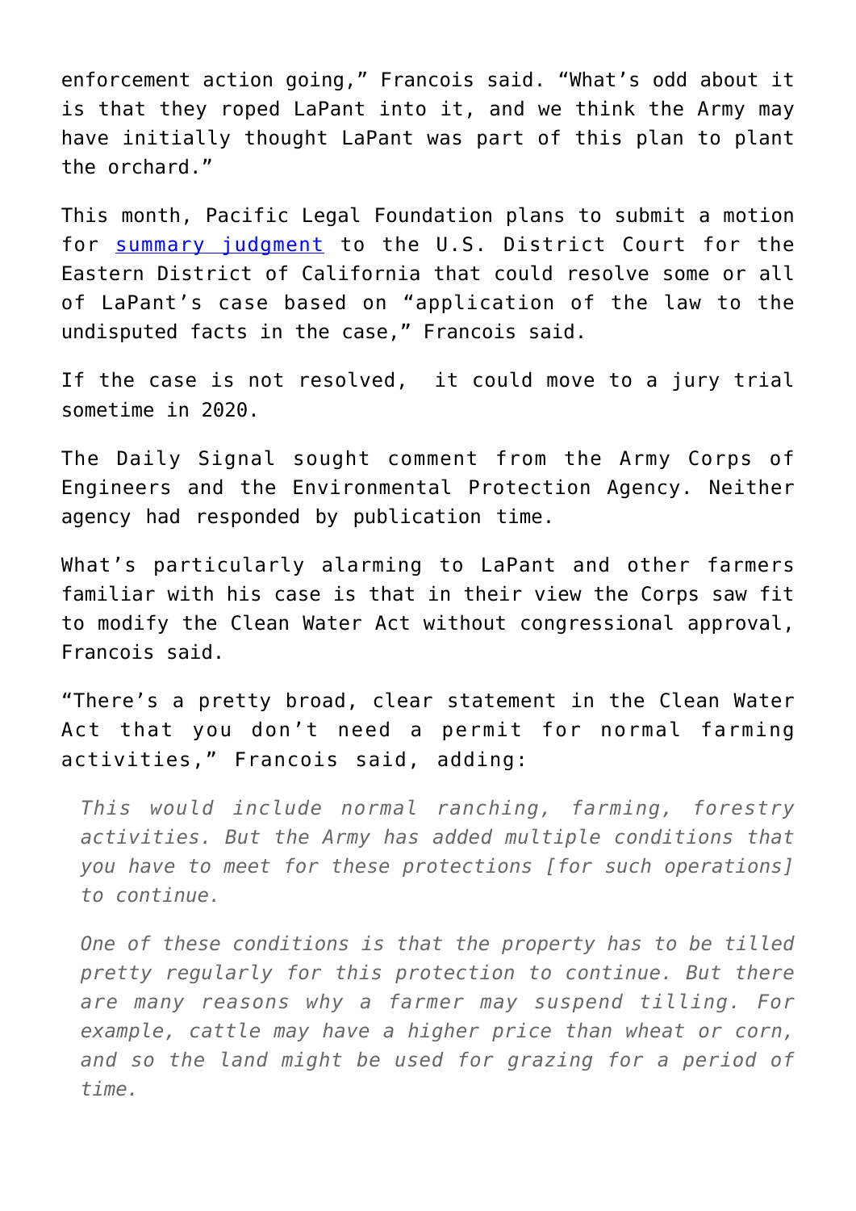enforcement action going," Francois said. "What's odd about it is that they roped LaPant into it, and we think the Army may have initially thought LaPant was part of this plan to plant the orchard."

This month, Pacific Legal Foundation plans to submit a motion for [summary judgment](#) to the U.S. District Court for the Eastern District of California that could resolve some or all of LaPant's case based on "application of the law to the undisputed facts in the case," Francois said.

If the case is not resolved, it could move to a jury trial sometime in 2020.

The Daily Signal sought comment from the Army Corps of Engineers and the Environmental Protection Agency. Neither agency had responded by publication time.

What's particularly alarming to LaPant and other farmers familiar with his case is that in their view the Corps saw fit to modify the Clean Water Act without congressional approval, Francois said.

"There's a pretty broad, clear statement in the Clean Water Act that you don't need a permit for normal farming activities," Francois said, adding:

> *This would include normal ranching, farming, forestry activities. But the Army has added multiple conditions that you have to meet for these protections [for such operations] to continue.*
>
> *One of these conditions is that the property has to be tilled pretty regularly for this protection to continue. But there are many reasons why a farmer may suspend tilling. For example, cattle may have a higher price than wheat or corn, and so the land might be used for grazing for a period of time.*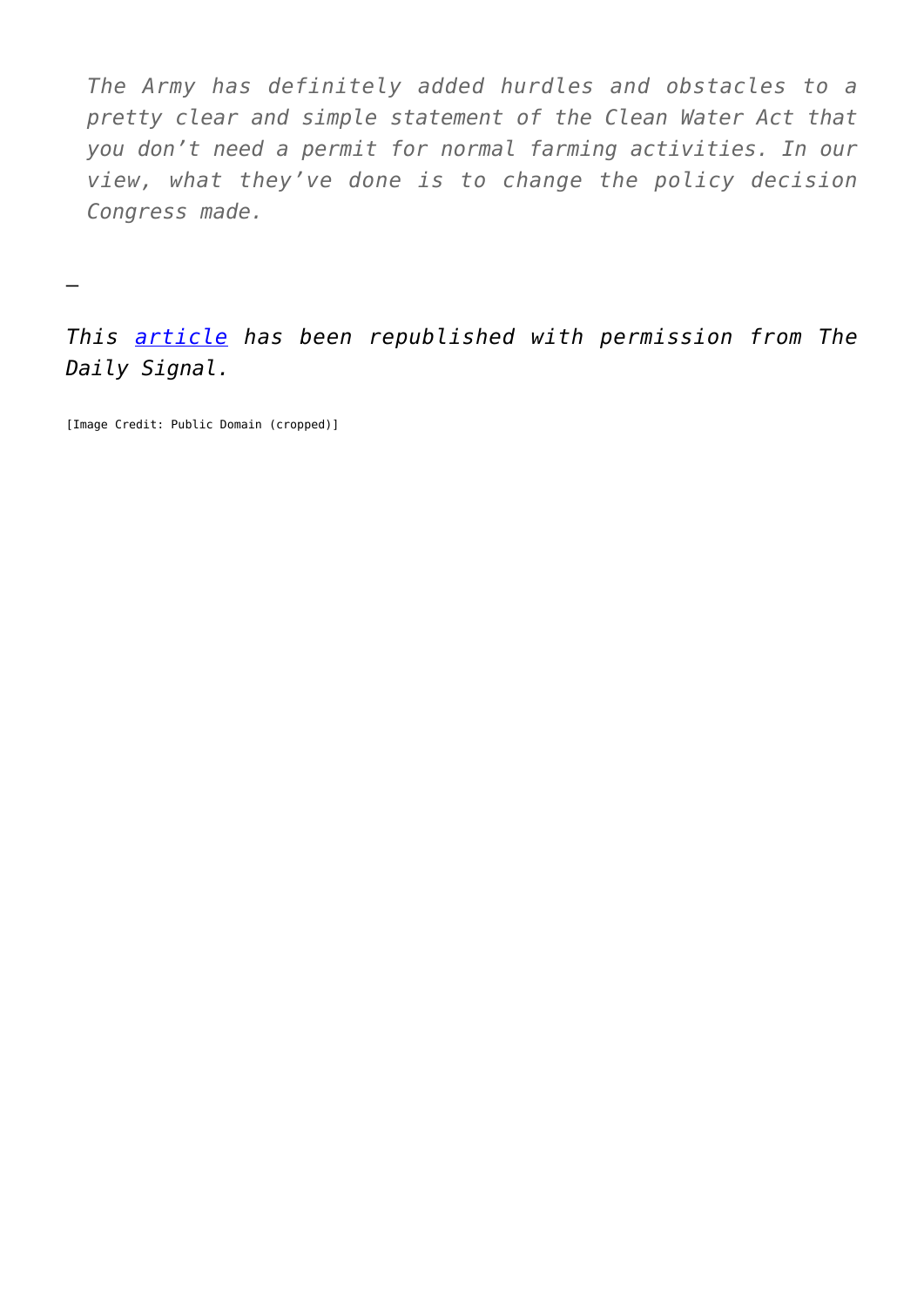> *The Army has definitely added hurdles and obstacles to a pretty clear and simple statement of the Clean Water Act that you don't need a permit for normal farming activities. In our view, what they've done is to change the policy decision Congress made.*

—

*This article has been republished with permission from The Daily Signal.*

[Image Credit: Public Domain (cropped)]